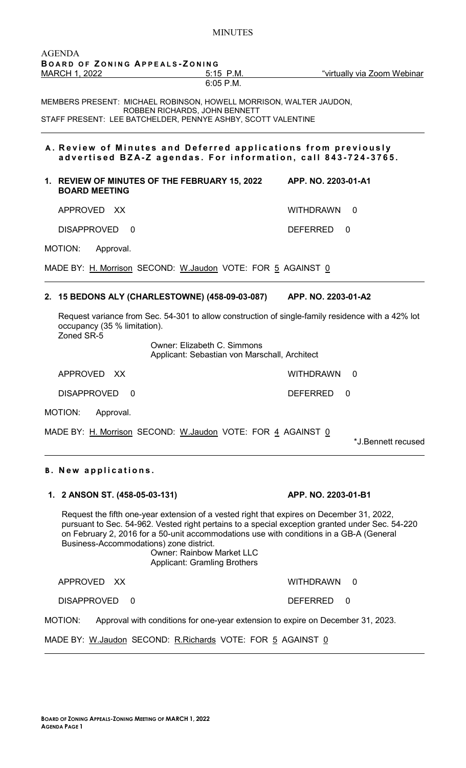MINUTES

AGENDA
**BOARD OF ZONING APPEALS-ZONING**
MARCH 1, 2022 | 5:15 P.M. 6:05 P.M. | "virtually via Zoom Webinar

MEMBERS PRESENT: MICHAEL ROBINSON, HOWELL MORRISON, WALTER JAUDON, ROBBEN RICHARDS, JOHN BENNETT
STAFF PRESENT: LEE BATCHELDER, PENNYE ASHBY, SCOTT VALENTINE

## A. Review of Minutes and Deferred applications from previously advertised BZA-Z agendas. For information, call 843-724-3765.

### 1. REVIEW OF MINUTES OF THE FEBRUARY 15, 2022 BOARD MEETING — APP. NO. 2203-01-A1

APPROVED XX — WITHDRAWN 0

DISAPPROVED 0 — DEFERRED 0

MOTION: Approval.

MADE BY: H. Morrison SECOND: W.Jaudon VOTE: FOR 5 AGAINST 0

### 2. 15 BEDONS ALY (CHARLESTOWNE) (458-09-03-087) — APP. NO. 2203-01-A2

Request variance from Sec. 54-301 to allow construction of single-family residence with a 42% lot occupancy (35 % limitation).
Zoned SR-5

Owner: Elizabeth C. Simmons
Applicant: Sebastian von Marschall, Architect

APPROVED XX — WITHDRAWN 0

DISAPPROVED 0 — DEFERRED 0

MOTION: Approval.

MADE BY: H. Morrison SECOND: W.Jaudon VOTE: FOR 4 AGAINST 0

*J.Bennett recused

## B. New applications.

### 1. 2 ANSON ST. (458-05-03-131) — APP. NO. 2203-01-B1

Request the fifth one-year extension of a vested right that expires on December 31, 2022, pursuant to Sec. 54-962. Vested right pertains to a special exception granted under Sec. 54-220 on February 2, 2016 for a 50-unit accommodations use with conditions in a GB-A (General Business-Accommodations) zone district.

Owner: Rainbow Market LLC
Applicant: Gramling Brothers

APPROVED XX — WITHDRAWN 0

DISAPPROVED 0 — DEFERRED 0

MOTION: Approval with conditions for one-year extension to expire on December 31, 2023.

MADE BY: W.Jaudon SECOND: R.Richards VOTE: FOR 5 AGAINST 0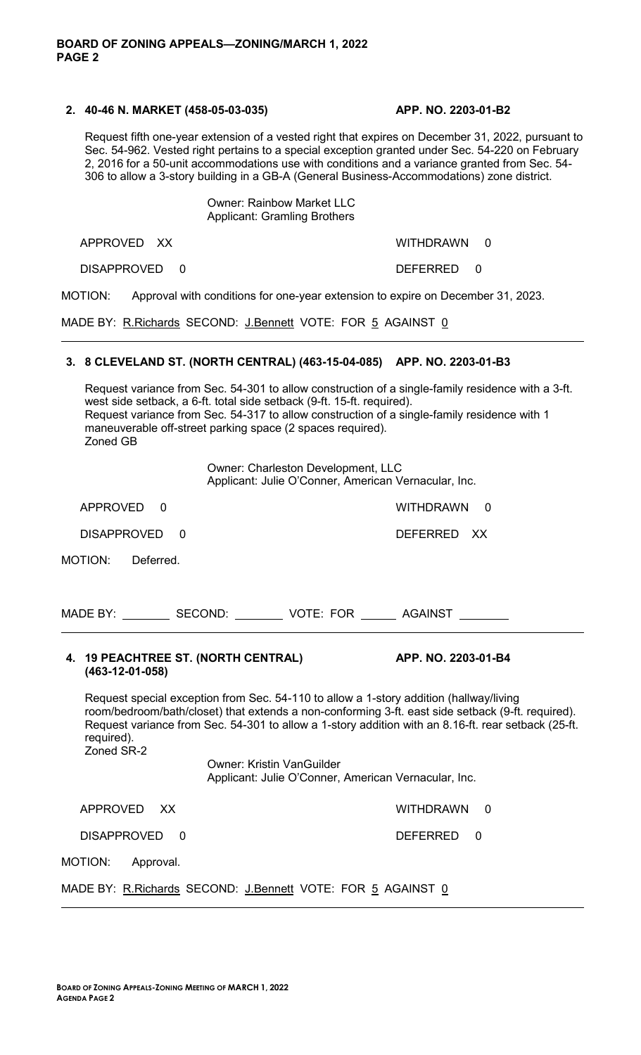**2. 40-46 N. MARKET (458-05-03-035) APP. NO. 2203-01-B2**

Request fifth one-year extension of a vested right that expires on December 31, 2022, pursuant to Sec. 54-962. Vested right pertains to a special exception granted under Sec. 54-220 on February 2, 2016 for a 50-unit accommodations use with conditions and a variance granted from Sec. 54-306 to allow a 3-story building in a GB-A (General Business-Accommodations) zone district.

Owner: Rainbow Market LLC
Applicant: Gramling Brothers

APPROVED XX WITHDRAWN 0

DISAPPROVED 0 DEFERRED 0

MOTION: Approval with conditions for one-year extension to expire on December 31, 2023.

MADE BY: R.Richards SECOND: J.Bennett VOTE: FOR 5 AGAINST 0

---

**3. 8 CLEVELAND ST. (NORTH CENTRAL) (463-15-04-085) APP. NO. 2203-01-B3**

Request variance from Sec. 54-301 to allow construction of a single-family residence with a 3-ft. west side setback, a 6-ft. total side setback (9-ft. 15-ft. required).
Request variance from Sec. 54-317 to allow construction of a single-family residence with 1 maneuverable off-street parking space (2 spaces required).
Zoned GB

Owner: Charleston Development, LLC
Applicant: Julie O'Conner, American Vernacular, Inc.

APPROVED 0 WITHDRAWN 0

DISAPPROVED 0 DEFERRED XX

MOTION: Deferred.

MADE BY: ________ SECOND: ________ VOTE: FOR ______ AGAINST ________

---

**4. 19 PEACHTREE ST. (NORTH CENTRAL) (463-12-01-058) APP. NO. 2203-01-B4**

Request special exception from Sec. 54-110 to allow a 1-story addition (hallway/living room/bedroom/bath/closet) that extends a non-conforming 3-ft. east side setback (9-ft. required).
Request variance from Sec. 54-301 to allow a 1-story addition with an 8.16-ft. rear setback (25-ft. required).
Zoned SR-2

Owner: Kristin VanGuilder
Applicant: Julie O'Conner, American Vernacular, Inc.

APPROVED XX WITHDRAWN 0

DISAPPROVED 0 DEFERRED 0

MOTION: Approval.

MADE BY: R.Richards SECOND: J.Bennett VOTE: FOR 5 AGAINST 0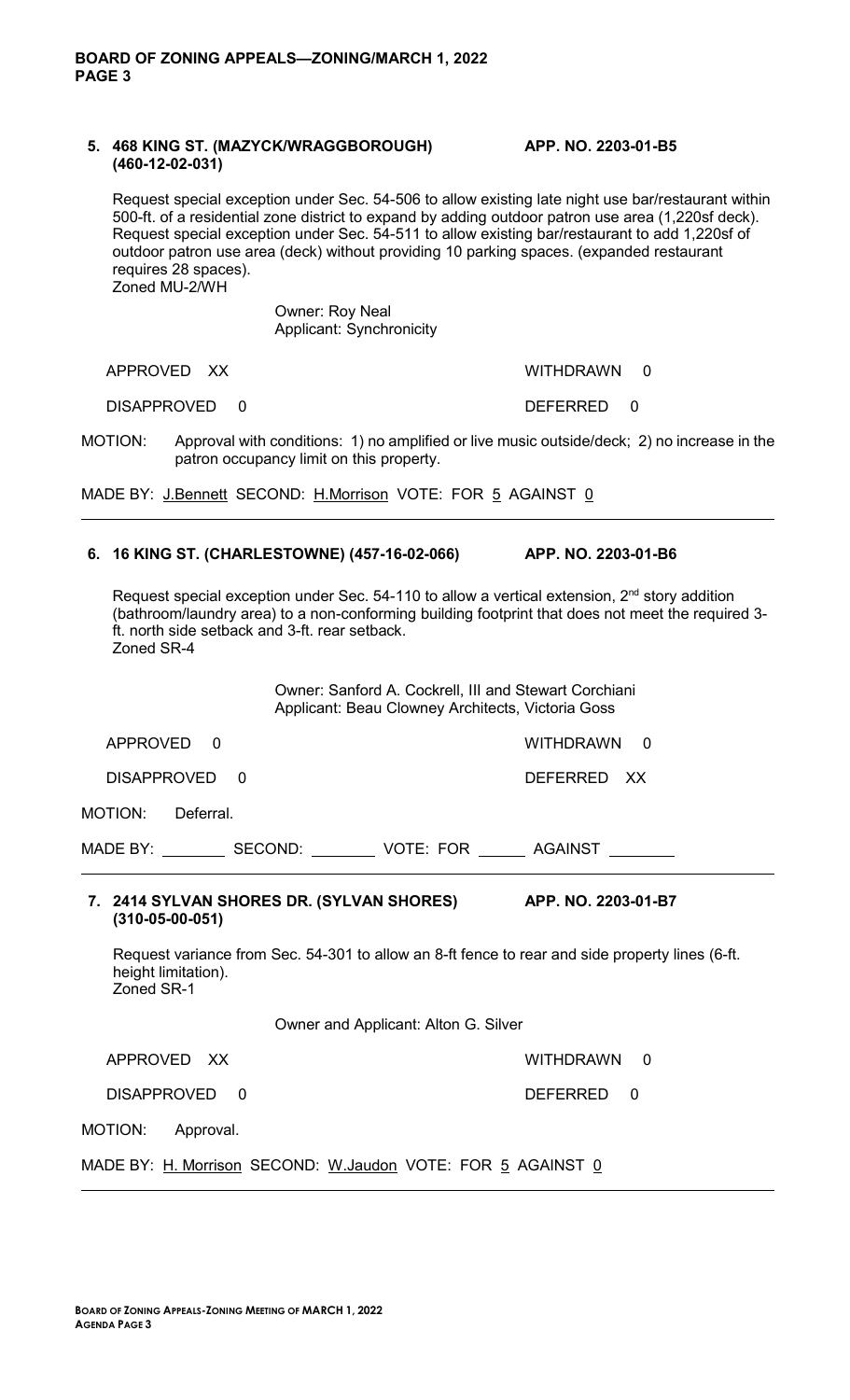**5. 468 KING ST. (MAZYCK/WRAGGBOROUGH) (460-12-02-031)** **APP. NO. 2203-01-B5**

Request special exception under Sec. 54-506 to allow existing late night use bar/restaurant within 500-ft. of a residential zone district to expand by adding outdoor patron use area (1,220sf deck). Request special exception under Sec. 54-511 to allow existing bar/restaurant to add 1,220sf of outdoor patron use area (deck) without providing 10 parking spaces. (expanded restaurant requires 28 spaces).
Zoned MU-2/WH

Owner: Roy Neal
Applicant: Synchronicity

APPROVED XX WITHDRAWN 0

DISAPPROVED 0 DEFERRED 0

MOTION: Approval with conditions: 1) no amplified or live music outside/deck; 2) no increase in the patron occupancy limit on this property.

MADE BY: J.Bennett SECOND: H.Morrison VOTE: FOR 5 AGAINST 0

---

**6. 16 KING ST. (CHARLESTOWNE) (457-16-02-066)** **APP. NO. 2203-01-B6**

Request special exception under Sec. 54-110 to allow a vertical extension, 2nd story addition (bathroom/laundry area) to a non-conforming building footprint that does not meet the required 3-ft. north side setback and 3-ft. rear setback.
Zoned SR-4

Owner: Sanford A. Cockrell, III and Stewart Corchiani
Applicant: Beau Clowney Architects, Victoria Goss

APPROVED 0 WITHDRAWN 0

DISAPPROVED 0 DEFERRED XX

MOTION: Deferral.

MADE BY: ________ SECOND: ________ VOTE: FOR ______ AGAINST ________

---

**7. 2414 SYLVAN SHORES DR. (SYLVAN SHORES) (310-05-00-051)** **APP. NO. 2203-01-B7**

Request variance from Sec. 54-301 to allow an 8-ft fence to rear and side property lines (6-ft. height limitation).
Zoned SR-1

Owner and Applicant: Alton G. Silver

APPROVED XX WITHDRAWN 0

DISAPPROVED 0 DEFERRED 0

MOTION: Approval.

MADE BY: H. Morrison SECOND: W.Jaudon VOTE: FOR 5 AGAINST 0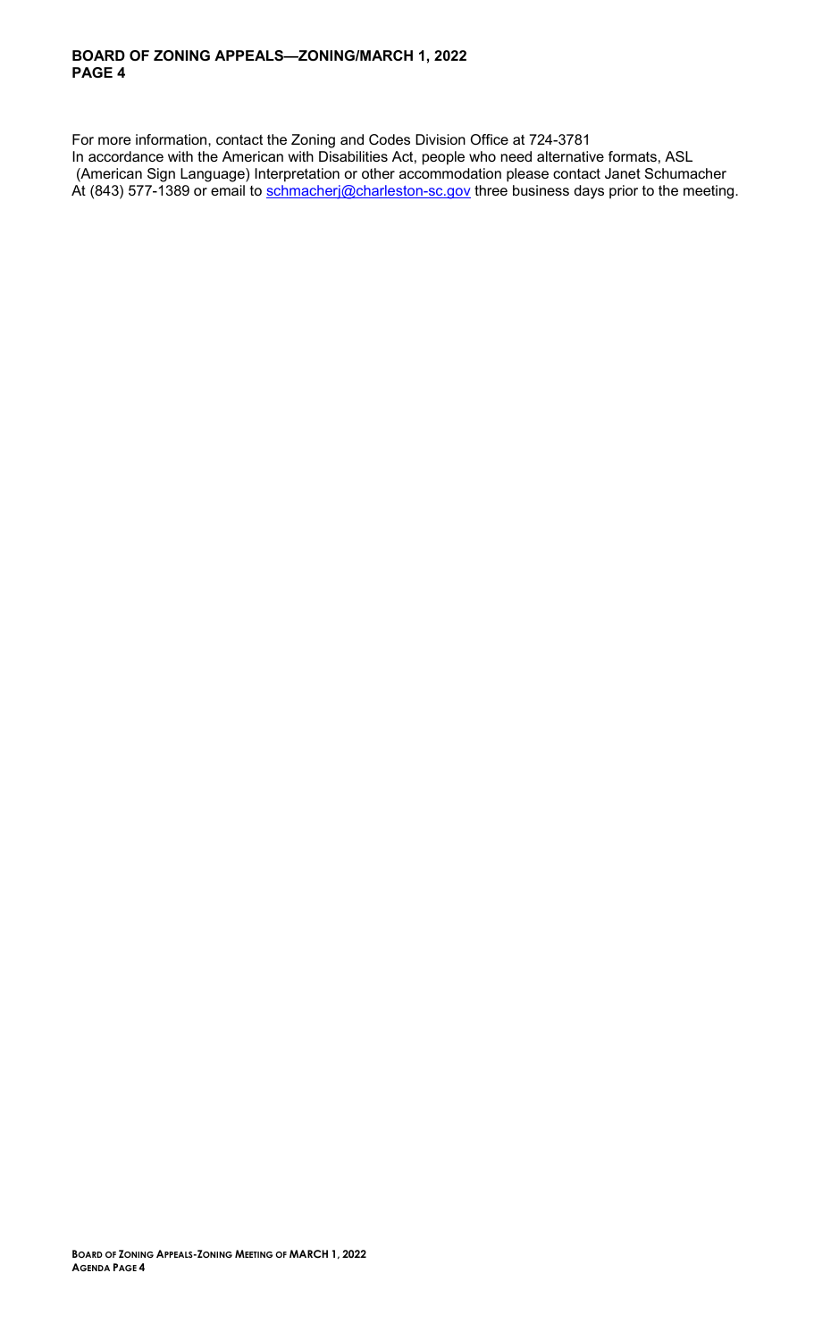For more information, contact the Zoning and Codes Division Office at 724-3781
In accordance with the American with Disabilities Act, people who need alternative formats, ASL (American Sign Language) Interpretation or other accommodation please contact Janet Schumacher At (843) 577-1389 or email to schmacherj@charleston-sc.gov three business days prior to the meeting.